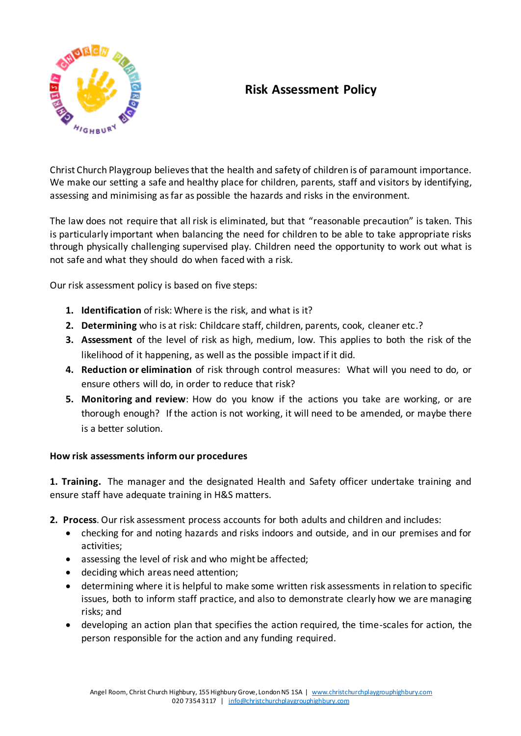# Risk Assessment Policy

Christ Church Playgroup believes that the health and safety of children is of paramount importance. We make our setting a safe and healthy place for children, parents, staff and visitors by identifying, assessing and minimising as far as possible the hazards and risks in the environment.

The law does not require that all risk is eliminated, but that "reasonable precaution" is taken. This is particularly important when balancing the need for children to be able to take appropriate risks through physically challenging supervised play. Children need the opportunity to work out what is not safe and what they should do when faced with a risk.

Our risk assessment policy is based on five steps:

1. **Identification** of risk: Where is the risk, and what is it?
2. **Determining** who is at risk: Childcare staff, children, parents, cook, cleaner etc.?
3. **Assessment** of the level of risk as high, medium, low. This applies to both the risk of the likelihood of it happening, as well as the possible impact if it did.
4. **Reduction or elimination** of risk through control measures: What will you need to do, or ensure others will do, in order to reduce that risk?
5. **Monitoring and review**: How do you know if the actions you take are working, or are thorough enough? If the action is not working, it will need to be amended, or maybe there is a better solution.

**How risk assessments inform our procedures**

**1. Training.** The manager and the designated Health and Safety officer undertake training and ensure staff have adequate training in H&S matters.

**2. Process**. Our risk assessment process accounts for both adults and children and includes:

- checking for and noting hazards and risks indoors and outside, and in our premises and for activities;
- assessing the level of risk and who might be affected;
- deciding which areas need attention;
- determining where it is helpful to make some written risk assessments in relation to specific issues, both to inform staff practice, and also to demonstrate clearly how we are managing risks; and
- developing an action plan that specifies the action required, the time-scales for action, the person responsible for the action and any funding required.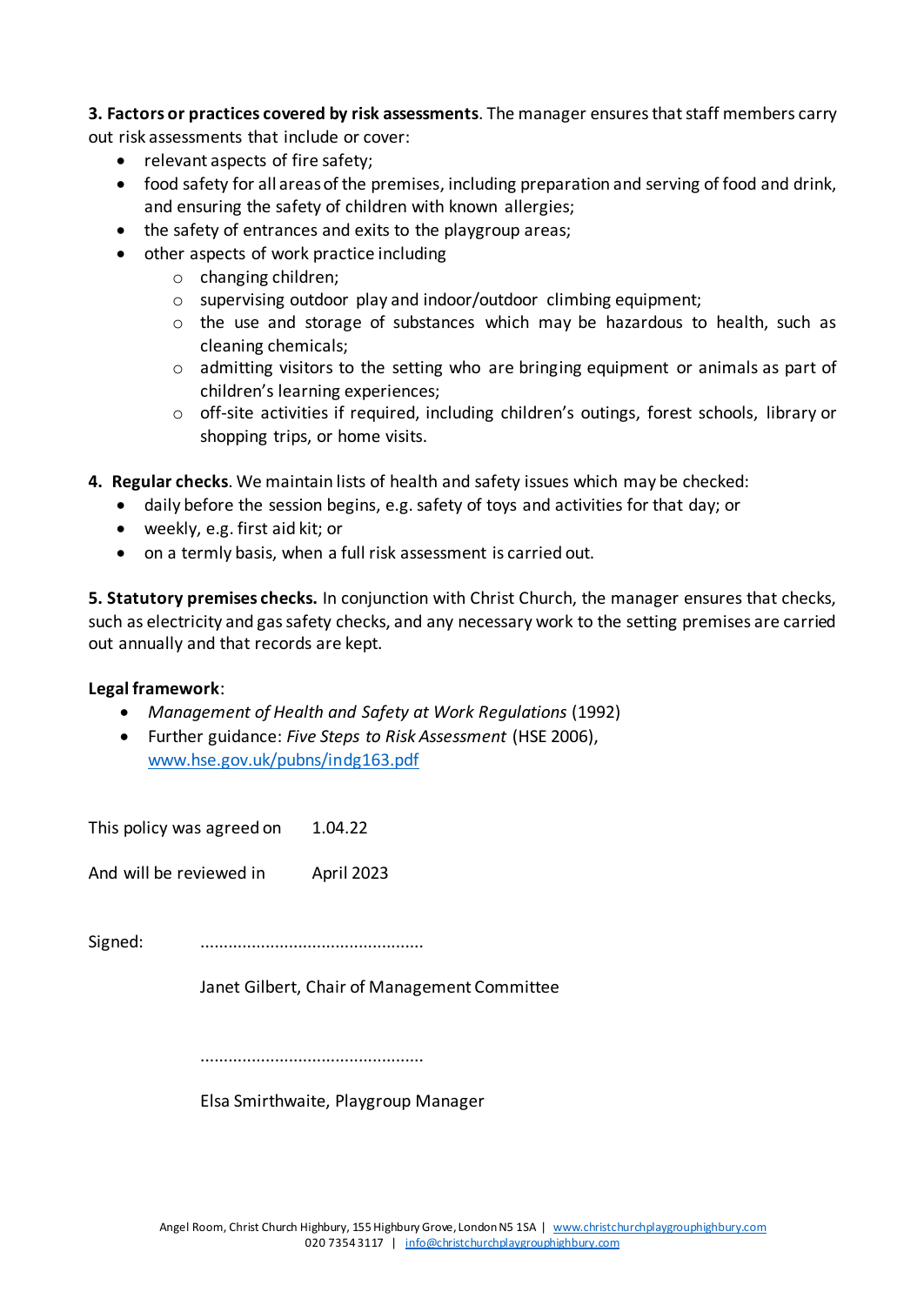**3. Factors or practices covered by risk assessments**. The manager ensures that staff members carry out risk assessments that include or cover:

- relevant aspects of fire safety;
- food safety for all areas of the premises, including preparation and serving of food and drink, and ensuring the safety of children with known allergies;
- the safety of entrances and exits to the playgroup areas;
- other aspects of work practice including
    - changing children;
    - supervising outdoor play and indoor/outdoor climbing equipment;
    - the use and storage of substances which may be hazardous to health, such as cleaning chemicals;
    - admitting visitors to the setting who are bringing equipment or animals as part of children's learning experiences;
    - off-site activities if required, including children's outings, forest schools, library or shopping trips, or home visits.

4. **Regular checks**. We maintain lists of health and safety issues which may be checked:
    - daily before the session begins, e.g. safety of toys and activities for that day; or
    - weekly, e.g. first aid kit; or
    - on a termly basis, when a full risk assessment is carried out.

**5. Statutory premises checks.** In conjunction with Christ Church, the manager ensures that checks, such as electricity and gas safety checks, and any necessary work to the setting premises are carried out annually and that records are kept.

**Legal framework**:

- *Management of Health and Safety at Work Regulations* (1992)
- Further guidance: *Five Steps to Risk Assessment* (HSE 2006), www.hse.gov.uk/pubns/indg163.pdf

This policy was agreed on 1.04.22

And will be reviewed in April 2023

Signed: ...............................................

Janet Gilbert, Chair of Management Committee

...............................................

Elsa Smirthwaite, Playgroup Manager

Angel Room, Christ Church Highbury, 155 Highbury Grove, London N5 1SA | www.christchurchplaygrouphighbury.com
020 7354 3117 | info@christchurchplaygrouphighbury.com